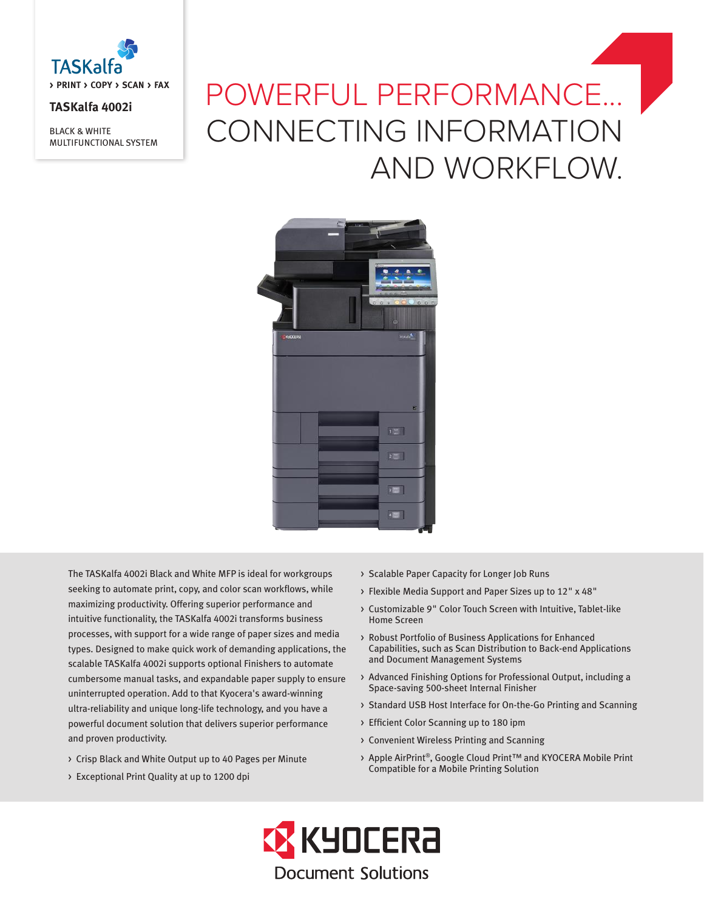TASKalfa

› PRINT › COPY › SCAN › FAX

**TASKalfa 4002i**

BLACK & WHITE MULTIFUNCTIONAL SYSTEM

# POWERFUL PERFORMANCE... CONNECTING INFORMATION AND WORKFLOW.

The TASKalfa 4002i Black and White MFP is ideal for workgroups seeking to automate print, copy, and color scan workflows, while maximizing productivity. Offering superior performance and intuitive functionality, the TASKalfa 4002i transforms business processes, with support for a wide range of paper sizes and media types. Designed to make quick work of demanding applications, the scalable TASKalfa 4002i supports optional Finishers to automate cumbersome manual tasks, and expandable paper supply to ensure uninterrupted operation. Add to that Kyocera's award-winning ultra-reliability and unique long-life technology, and you have a powerful document solution that delivers superior performance and proven productivity.

- Crisp Black and White Output up to 40 Pages per Minute
- Exceptional Print Quality at up to 1200 dpi
- Scalable Paper Capacity for Longer Job Runs
- Flexible Media Support and Paper Sizes up to 12" x 48"
- Customizable 9" Color Touch Screen with Intuitive, Tablet-like Home Screen
- Robust Portfolio of Business Applications for Enhanced Capabilities, such as Scan Distribution to Back-end Applications and Document Management Systems
- Advanced Finishing Options for Professional Output, including a Space-saving 500-sheet Internal Finisher
- Standard USB Host Interface for On-the-Go Printing and Scanning
- Efficient Color Scanning up to 180 ipm
- Convenient Wireless Printing and Scanning
- Apple AirPrint®, Google Cloud Print™ and KYOCERA Mobile Print Compatible for a Mobile Printing Solution

KYOCERA Document Solutions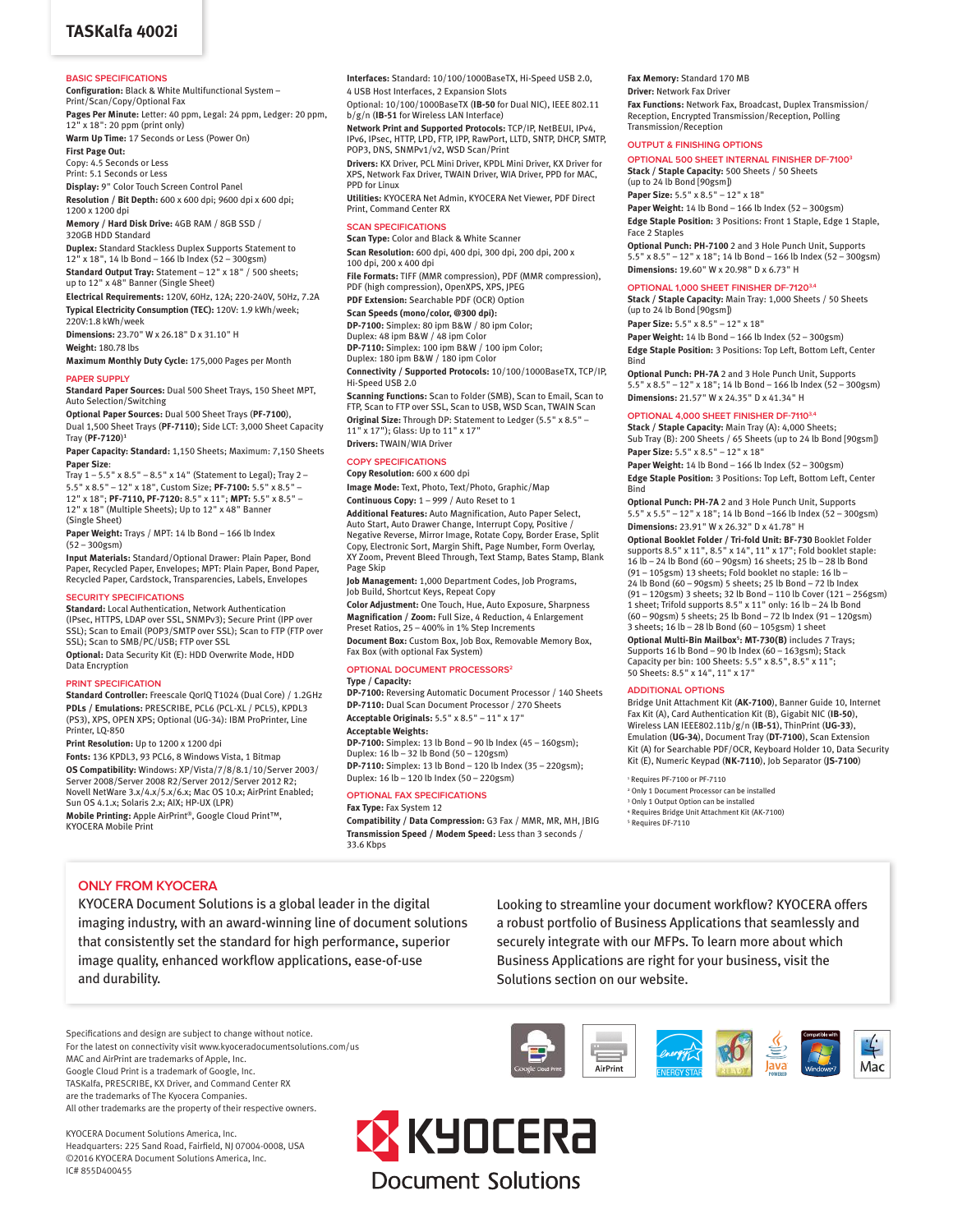# TASKalfa 4002i

## BASIC SPECIFICATIONS

**Configuration:** Black & White Multifunctional System – Print/Scan/Copy/Optional Fax

**Pages Per Minute:** Letter: 40 ppm, Legal: 24 ppm, Ledger: 20 ppm, 12" x 18": 20 ppm (print only)

**Warm Up Time:** 17 Seconds or Less (Power On)

**First Page Out:**
Copy: 4.5 Seconds or Less
Print: 5.1 Seconds or Less

**Display:** 9" Color Touch Screen Control Panel

**Resolution / Bit Depth:** 600 x 600 dpi; 9600 dpi x 600 dpi; 1200 x 1200 dpi

**Memory / Hard Disk Drive:** 4GB RAM / 8GB SSD / 320GB HDD Standard

**Duplex:** Standard Stackless Duplex Supports Statement to 12" x 18", 14 lb Bond – 166 lb Index (52 – 300gsm)

**Standard Output Tray:** Statement – 12" x 18" / 500 sheets; up to 12" x 48" Banner (Single Sheet)

**Electrical Requirements:** 120V, 60Hz, 12A; 220-240V, 50Hz, 7.2A

**Typical Electricity Consumption (TEC):** 120V: 1.9 kWh/week; 220V:1.8 kWh/week

**Dimensions:** 23.70" W x 26.18" D x 31.10" H

**Weight:** 180.78 lbs

**Maximum Monthly Duty Cycle:** 175,000 Pages per Month

## PAPER SUPPLY

**Standard Paper Sources:** Dual 500 Sheet Trays, 150 Sheet MPT, Auto Selection/Switching

**Optional Paper Sources:** Dual 500 Sheet Trays (**PF-7100**), Dual 1,500 Sheet Trays (**PF-7110**); Side LCT: 3,000 Sheet Capacity Tray (**PF-7120**)[1]

**Paper Capacity: Standard:** 1,150 Sheets; **Maximum:** 7,150 Sheets

**Paper Size:**
Tray 1 – 5.5" x 8.5" – 8.5" x 14" (Statement to Legal); Tray 2 – 5.5" x 8.5" – 12" x 18", Custom Size; **PF-7100:** 5.5" x 8.5" – 12" x 18"; **PF-7110, PF-7120:** 8.5" x 11"; **MPT:** 5.5" x 8.5" – 12" x 18" (Multiple Sheets); Up to 12" x 48" Banner (Single Sheet)

**Paper Weight:** Trays / MPT: 14 lb Bond – 166 lb Index (52 – 300gsm)

**Input Materials:** Standard/Optional Drawer: Plain Paper, Bond Paper, Recycled Paper, Envelopes; MPT: Plain Paper, Bond Paper, Recycled Paper, Cardstock, Transparencies, Labels, Envelopes

## SECURITY SPECIFICATIONS

**Standard:** Local Authentication, Network Authentication (IPsec, HTTPS, LDAP over SSL, SNMPv3); Secure Print (IPP over SSL); Scan to Email (POP3/SMTP over SSL); Scan to FTP (FTP over SSL); Scan to SMB/PC/USB; FTP over SSL

**Optional:** Data Security Kit (E): HDD Overwrite Mode, HDD Data Encryption

## PRINT SPECIFICATION

**Standard Controller:** Freescale QorIQ T1024 (Dual Core) / 1.2GHz

**PDLs / Emulations:** PRESCRIBE, PCL6 (PCL-XL / PCL5), KPDL3 (PS3), XPS, OPEN XPS; Optional (UG-34): IBM ProPrinter, Line Printer, LQ-850

**Print Resolution:** Up to 1200 x 1200 dpi

**Fonts:** 136 KPDL3, 93 PCL6, 8 Windows Vista, 1 Bitmap

**OS Compatibility:** Windows: XP/Vista/7/8/8.1/10/Server 2003/ Server 2008/Server 2008 R2/Server 2012/Server 2012 R2; Novell NetWare 3.x/4.x/5.x/6.x; Mac OS 10.x; AirPrint Enabled; Sun OS 4.1.x; Solaris 2.x; AIX; HP-UX (LPR)

**Mobile Printing:** Apple AirPrint®, Google Cloud Print™, KYOCERA Mobile Print

**Interfaces:** Standard: 10/100/1000BaseTX, Hi-Speed USB 2.0, 4 USB Host Interfaces, 2 Expansion Slots
Optional: 10/100/1000BaseTX (**IB-50** for Dual NIC), IEEE 802.11 b/g/n (**IB-51** for Wireless LAN Interface)

**Network Print and Supported Protocols:** TCP/IP, NetBEUI, IPv4, IPv6, IPsec, HTTP, LPD, FTP, IPP, RawPort, LLTD, SNTP, DHCP, SMTP, POP3, DNS, SNMPv1/v2, WSD Scan/Print

**Drivers:** KX Driver, PCL Mini Driver, KPDL Mini Driver, KX Driver for XPS, Network Fax Driver, TWAIN Driver, WIA Driver, PPD for MAC, PPD for Linux

**Utilities:** KYOCERA Net Admin, KYOCERA Net Viewer, PDF Direct Print, Command Center RX

## SCAN SPECIFICATIONS

**Scan Type:** Color and Black & White Scanner

**Scan Resolution:** 600 dpi, 400 dpi, 300 dpi, 200 dpi, 200 x 100 dpi, 200 x 400 dpi

**File Formats:** TIFF (MMR compression), PDF (MMR compression), PDF (high compression), OpenXPS, XPS, JPEG

**PDF Extension:** Searchable PDF (OCR) Option

**Scan Speeds (mono/color, @300 dpi):**
**DP-7100:** Simplex: 80 ipm B&W / 80 ipm Color;
Duplex: 48 ipm B&W / 48 ipm Color
**DP-7110:** Simplex: 100 ipm B&W / 100 ipm Color;
Duplex: 180 ipm B&W / 180 ipm Color

**Connectivity / Supported Protocols:** 10/100/1000BaseTX, TCP/IP, Hi-Speed USB 2.0

**Scanning Functions:** Scan to Folder (SMB), Scan to Email, Scan to FTP, Scan to FTP over SSL, Scan to USB, WSD Scan, TWAIN Scan

**Original Size:** Through DP: Statement to Ledger (5.5" x 8.5" – 11" x 17"); Glass: Up to 11" x 17"

**Drivers:** TWAIN/WIA Driver

## COPY SPECIFICATIONS

**Copy Resolution:** 600 x 600 dpi

**Image Mode:** Text, Photo, Text/Photo, Graphic/Map

**Continuous Copy:** 1 – 999 / Auto Reset to 1

**Additional Features:** Auto Magnification, Auto Paper Select, Auto Start, Auto Drawer Change, Interrupt Copy, Positive / Negative Reverse, Mirror Image, Rotate Copy, Border Erase, Split Copy, Electronic Sort, Margin Shift, Page Number, Form Overlay, XY Zoom, Prevent Bleed Through, Text Stamp, Bates Stamp, Blank Page Skip

**Job Management:** 1,000 Department Codes, Job Programs, Job Build, Shortcut Keys, Repeat Copy

**Color Adjustment:** One Touch, Hue, Auto Exposure, Sharpness

**Magnification / Zoom:** Full Size, 4 Reduction, 4 Enlargement Preset Ratios, 25 – 400% in 1% Step Increments

**Document Box:** Custom Box, Job Box, Removable Memory Box, Fax Box (with optional Fax System)

## OPTIONAL DOCUMENT PROCESSORS[2]

**Type / Capacity:**
**DP-7100:** Reversing Automatic Document Processor / 140 Sheets
**DP-7110:** Dual Scan Document Processor / 270 Sheets

**Acceptable Originals:** 5.5" x 8.5" – 11" x 17"

**Acceptable Weights:**
**DP-7100:** Simplex: 13 lb Bond – 90 lb Index (45 – 160gsm);
Duplex: 16 lb – 32 lb Bond (50 – 120gsm)
**DP-7110:** Simplex: 13 lb Bond – 120 lb Index (35 – 220gsm);
Duplex: 16 lb – 120 lb Index (50 – 220gsm)

## OPTIONAL FAX SPECIFICATIONS

**Fax Type:** Fax System 12

**Compatibility / Data Compression:** G3 Fax / MMR, MR, MH, JBIG

**Transmission Speed / Modem Speed:** Less than 3 seconds / 33.6 Kbps

**Fax Memory:** Standard 170 MB

**Driver:** Network Fax Driver

**Fax Functions:** Network Fax, Broadcast, Duplex Transmission/ Reception, Encrypted Transmission/Reception, Polling Transmission/Reception

## OUTPUT & FINISHING OPTIONS

### OPTIONAL 500 SHEET INTERNAL FINISHER DF-7100[3]

**Stack / Staple Capacity:** 500 Sheets / 50 Sheets (up to 24 lb Bond [90gsm])

**Paper Size:** 5.5" x 8.5" – 12" x 18"

**Paper Weight:** 14 lb Bond – 166 lb Index (52 – 300gsm)

**Edge Staple Position:** 3 Positions: Front 1 Staple, Edge 1 Staple, Face 2 Staples

**Optional Punch: PH-7100** 2 and 3 Hole Punch Unit, Supports 5.5" x 8.5" – 12" x 18"; 14 lb Bond – 166 lb Index (52 – 300gsm)

**Dimensions:** 19.60" W x 20.98" D x 6.73" H

### OPTIONAL 1,000 SHEET FINISHER DF-7120[3,4]

**Stack / Staple Capacity:** Main Tray: 1,000 Sheets / 50 Sheets (up to 24 lb Bond [90gsm])

**Paper Size:** 5.5" x 8.5" – 12" x 18"

**Paper Weight:** 14 lb Bond – 166 lb Index (52 – 300gsm)

**Edge Staple Position:** 3 Positions: Top Left, Bottom Left, Center Bind

**Optional Punch: PH-7A** 2 and 3 Hole Punch Unit, Supports 5.5" x 8.5" – 12" x 18"; 14 lb Bond – 166 lb Index (52 – 300gsm)

**Dimensions:** 21.57" W x 24.35" D x 41.34" H

### OPTIONAL 4,000 SHEET FINISHER DF-7110[3,4]

**Stack / Staple Capacity:** Main Tray (A): 4,000 Sheets; Sub Tray (B): 200 Sheets / 65 Sheets (up to 24 lb Bond [90gsm])

**Paper Size:** 5.5" x 8.5" – 12" x 18"

**Paper Weight:** 14 lb Bond – 166 lb Index (52 – 300gsm)

**Edge Staple Position:** 3 Positions: Top Left, Bottom Left, Center Bind

**Optional Punch: PH-7A** 2 and 3 Hole Punch Unit, Supports 5.5" x 5.5" – 12" x 18"; 14 lb Bond –166 lb Index (52 – 300gsm)

**Dimensions:** 23.91" W x 26.32" D x 41.78" H

**Optional Booklet Folder / Tri-fold Unit: BF-730** Booklet Folder supports 8.5" x 11", 8.5" x 14", 11" x 17"; Fold booklet staple: 16 lb – 24 lb Bond (60 – 90gsm) 16 sheets; 25 lb – 28 lb Bond (91 – 105gsm) 13 sheets; Fold booklet no staple: 16 lb – 24 lb Bond (60 – 90gsm) 5 sheets; 25 lb Bond – 72 lb Index (91 – 120gsm) 3 sheets; 32 lb Bond – 110 lb Cover (121 – 256gsm) 1 sheet; Trifold supports 8.5" x 11" only: 16 lb – 24 lb Bond (60 – 90gsm) 5 sheets; 25 lb Bond – 72 lb Index (91 – 120gsm) 3 sheets; 16 lb – 28 lb Bond (60 – 105gsm) 1 sheet

**Optional Multi-Bin Mailbox[5]: MT-730(B)** includes 7 Trays; Supports 16 lb Bond – 90 lb Index (60 – 163gsm); Stack Capacity per bin: 100 Sheets: 5.5" x 8.5", 8.5" x 11"; 50 Sheets: 8.5" x 14", 11" x 17"

## ADDITIONAL OPTIONS

Bridge Unit Attachment Kit (**AK-7100**), Banner Guide 10, Internet Fax Kit (A), Card Authentication Kit (B), Gigabit NIC (**IB-50**), Wireless LAN IEEE802.11b/g/n (**IB-51**), ThinPrint (**UG-33**), Emulation (**UG-34**), Document Tray (**DT-7100**), Scan Extension Kit (A) for Searchable PDF/OCR, Keyboard Holder 10, Data Security Kit (E), Numeric Keypad (**NK-7110**), Job Separator (**JS-7100**)

[1] Requires PF-7100 or PF-7110
[2] Only 1 Document Processor can be installed
[3] Only 1 Output Option can be installed
[4] Requires Bridge Unit Attachment Kit (AK-7100)
[5] Requires DF-7110

## ONLY FROM KYOCERA

KYOCERA Document Solutions is a global leader in the digital imaging industry, with an award-winning line of document solutions that consistently set the standard for high performance, superior image quality, enhanced workflow applications, ease-of-use and durability.

Looking to streamline your document workflow? KYOCERA offers a robust portfolio of Business Applications that seamlessly and securely integrate with our MFPs. To learn more about which Business Applications are right for your business, visit the Solutions section on our website.

Specifications and design are subject to change without notice.
For the latest on connectivity visit www.kyoceradocumentsolutions.com/us
MAC and AirPrint are trademarks of Apple, Inc.
Google Cloud Print is a trademark of Google, Inc.
TASKalfa, PRESCRIBE, KX Driver, and Command Center RX are the trademarks of The Kyocera Companies.
All other trademarks are the property of their respective owners.

KYOCERA Document Solutions America, Inc.
Headquarters: 225 Sand Road, Fairfield, NJ 07004-0008, USA
©2016 KYOCERA Document Solutions America, Inc.
IC# 855D400455

Google Cloud Print · AirPrint · ENERGY STAR · Java · Compatible with Windows 7 · Mac

KYOCERA Document Solutions